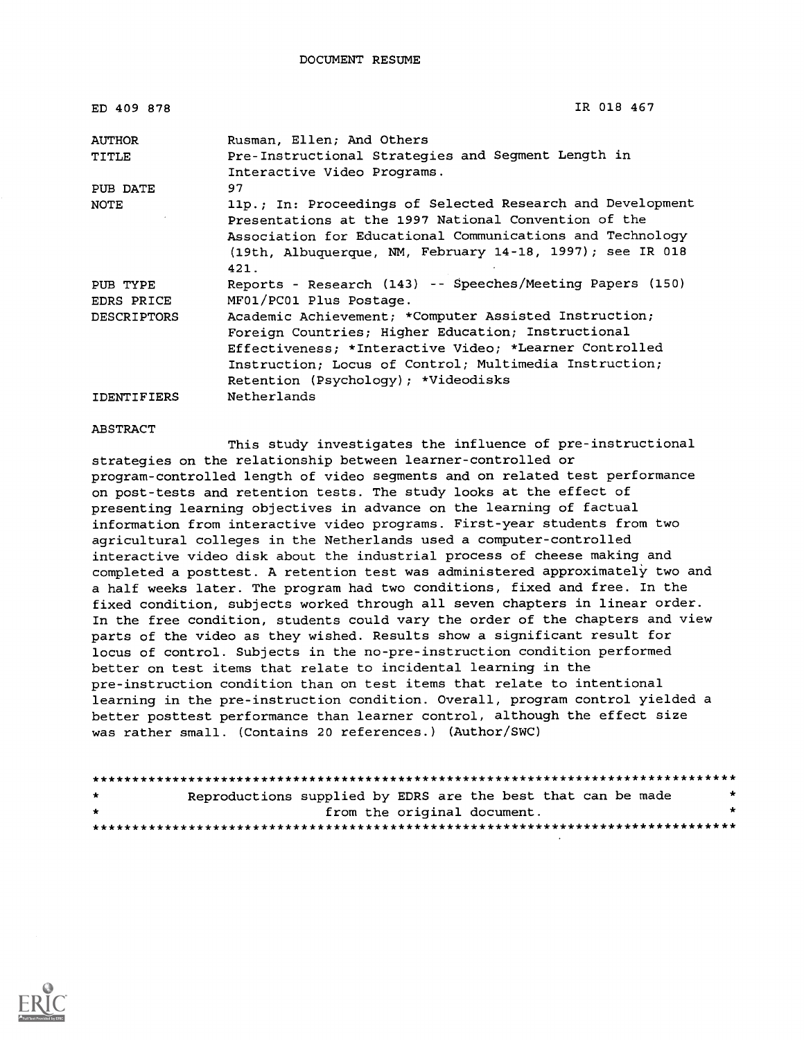# DOCUMENT RESUME

| | |
|---|---|
| ED 409 878 | IR 018 467 |
| AUTHOR | Rusman, Ellen; And Others |
| TITLE | Pre-Instructional Strategies and Segment Length in Interactive Video Programs. |
| PUB DATE | 97 |
| NOTE | 11p.; In: Proceedings of Selected Research and Development Presentations at the 1997 National Convention of the Association for Educational Communications and Technology (19th, Albuquerque, NM, February 14-18, 1997); see IR 018 421. |
| PUB TYPE | Reports - Research (143) -- Speeches/Meeting Papers (150) |
| EDRS PRICE | MF01/PC01 Plus Postage. |
| DESCRIPTORS | Academic Achievement; *Computer Assisted Instruction; Foreign Countries; Higher Education; Instructional Effectiveness; *Interactive Video; *Learner Controlled Instruction; Locus of Control; Multimedia Instruction; Retention (Psychology); *Videodisks |
| IDENTIFIERS | Netherlands |

## ABSTRACT

This study investigates the influence of pre-instructional strategies on the relationship between learner-controlled or program-controlled length of video segments and on related test performance on post-tests and retention tests. The study looks at the effect of presenting learning objectives in advance on the learning of factual information from interactive video programs. First-year students from two agricultural colleges in the Netherlands used a computer-controlled interactive video disk about the industrial process of cheese making and completed a posttest. A retention test was administered approximately two and a half weeks later. The program had two conditions, fixed and free. In the fixed condition, subjects worked through all seven chapters in linear order. In the free condition, students could vary the order of the chapters and view parts of the video as they wished. Results show a significant result for locus of control. Subjects in the no-pre-instruction condition performed better on test items that relate to incidental learning in the pre-instruction condition than on test items that relate to intentional learning in the pre-instruction condition. Overall, program control yielded a better posttest performance than learner control, although the effect size was rather small. (Contains 20 references.) (Author/SWC)

********************************************************************************
* Reproductions supplied by EDRS are the best that can be made *
* from the original document. *
********************************************************************************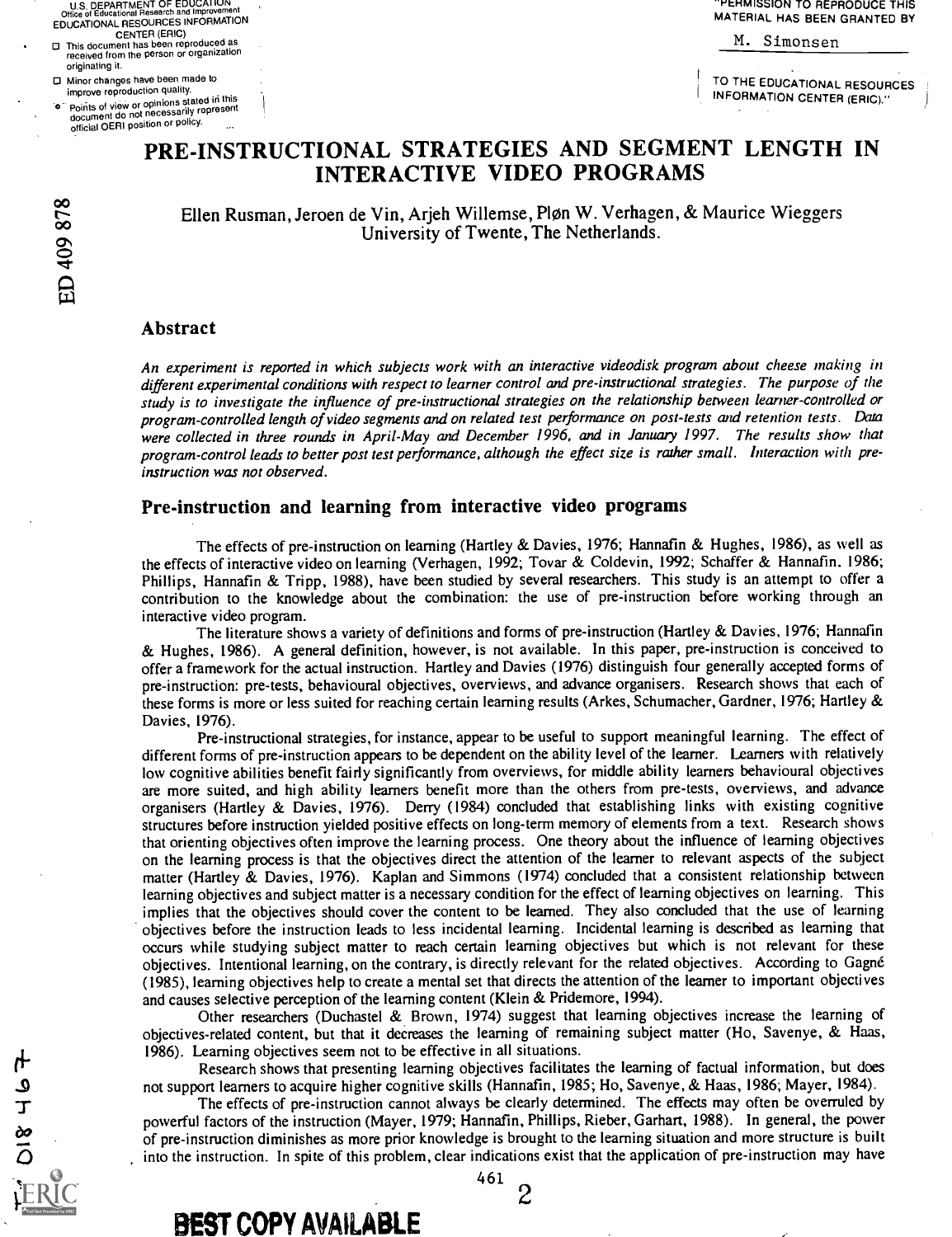# PRE-INSTRUCTIONAL STRATEGIES AND SEGMENT LENGTH IN INTERACTIVE VIDEO PROGRAMS

Ellen Rusman, Jeroen de Vin, Arjeh Willemse, Pløn W. Verhagen, & Maurice Wieggers
University of Twente, The Netherlands.

## Abstract

*An experiment is reported in which subjects work with an interactive videodisk program about cheese making in different experimental conditions with respect to learner control and pre-instructional strategies. The purpose of the study is to investigate the influence of pre-instructional strategies on the relationship between learner-controlled or program-controlled length of video segments and on related test performance on post-tests and retention tests. Data were collected in three rounds in April-May and December 1996, and in January 1997. The results show that program-control leads to better post test performance, although the effect size is rather small. Interaction with pre-instruction was not observed.*

## Pre-instruction and learning from interactive video programs

The effects of pre-instruction on learning (Hartley & Davies, 1976; Hannafin & Hughes, 1986), as well as the effects of interactive video on learning (Verhagen, 1992; Tovar & Coldevin, 1992; Schaffer & Hannafin, 1986; Phillips, Hannafin & Tripp, 1988), have been studied by several researchers. This study is an attempt to offer a contribution to the knowledge about the combination: the use of pre-instruction before working through an interactive video program.

The literature shows a variety of definitions and forms of pre-instruction (Hartley & Davies, 1976; Hannafin & Hughes, 1986). A general definition, however, is not available. In this paper, pre-instruction is conceived to offer a framework for the actual instruction. Hartley and Davies (1976) distinguish four generally accepted forms of pre-instruction: pre-tests, behavioural objectives, overviews, and advance organisers. Research shows that each of these forms is more or less suited for reaching certain learning results (Arkes, Schumacher, Gardner, 1976; Hartley & Davies, 1976).

Pre-instructional strategies, for instance, appear to be useful to support meaningful learning. The effect of different forms of pre-instruction appears to be dependent on the ability level of the learner. Learners with relatively low cognitive abilities benefit fairly significantly from overviews, for middle ability learners behavioural objectives are more suited, and high ability learners benefit more than the others from pre-tests, overviews, and advance organisers (Hartley & Davies, 1976). Derry (1984) concluded that establishing links with existing cognitive structures before instruction yielded positive effects on long-term memory of elements from a text. Research shows that orienting objectives often improve the learning process. One theory about the influence of learning objectives on the learning process is that the objectives direct the attention of the learner to relevant aspects of the subject matter (Hartley & Davies, 1976). Kaplan and Simmons (1974) concluded that a consistent relationship between learning objectives and subject matter is a necessary condition for the effect of learning objectives on learning. This implies that the objectives should cover the content to be learned. They also concluded that the use of learning objectives before the instruction leads to less incidental learning. Incidental learning is described as learning that occurs while studying subject matter to reach certain learning objectives but which is not relevant for these objectives. Intentional learning, on the contrary, is directly relevant for the related objectives. According to Gagné (1985), learning objectives help to create a mental set that directs the attention of the learner to important objectives and causes selective perception of the learning content (Klein & Pridemore, 1994).

Other researchers (Duchastel & Brown, 1974) suggest that learning objectives increase the learning of objectives-related content, but that it decreases the learning of remaining subject matter (Ho, Savenye, & Haas, 1986). Learning objectives seem not to be effective in all situations.

Research shows that presenting learning objectives facilitates the learning of factual information, but does not support learners to acquire higher cognitive skills (Hannafin, 1985; Ho, Savenye, & Haas, 1986; Mayer, 1984).

The effects of pre-instruction cannot always be clearly determined. The effects may often be overruled by powerful factors of the instruction (Mayer, 1979; Hannafin, Phillips, Rieber, Garhart, 1988). In general, the power of pre-instruction diminishes as more prior knowledge is brought to the learning situation and more structure is built into the instruction. In spite of this problem, clear indications exist that the application of pre-instruction may have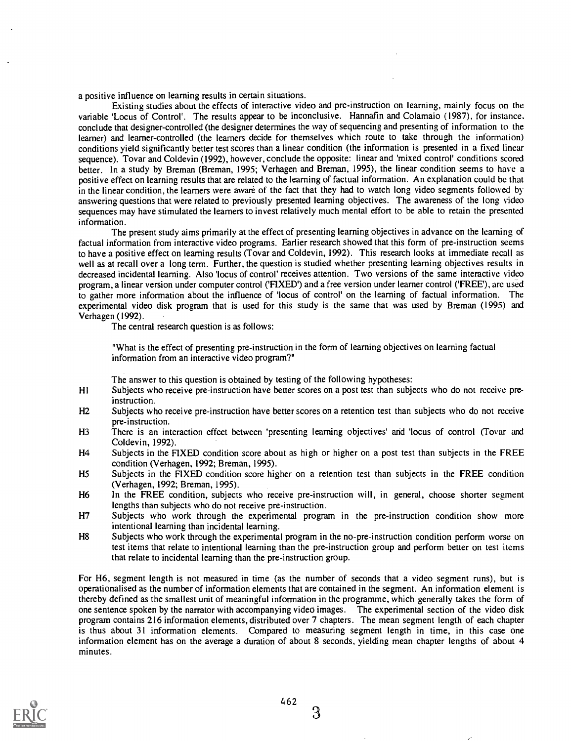a positive influence on learning results in certain situations.

Existing studies about the effects of interactive video and pre-instruction on learning, mainly focus on the variable 'Locus of Control'. The results appear to be inconclusive. Hannafin and Colamaio (1987), for instance, conclude that designer-controlled (the designer determines the way of sequencing and presenting of information to the learner) and learner-controlled (the learners decide for themselves which route to take through the information) conditions yield significantly better test scores than a linear condition (the information is presented in a fixed linear sequence). Tovar and Coldevin (1992), however, conclude the opposite: linear and 'mixed control' conditions scored better. In a study by Breman (Breman, 1995; Verhagen and Breman, 1995), the linear condition seems to have a positive effect on learning results that are related to the learning of factual information. An explanation could be that in the linear condition, the learners were aware of the fact that they had to watch long video segments followed by answering questions that were related to previously presented learning objectives. The awareness of the long video sequences may have stimulated the learners to invest relatively much mental effort to be able to retain the presented information.

The present study aims primarily at the effect of presenting learning objectives in advance on the learning of factual information from interactive video programs. Earlier research showed that this form of pre-instruction seems to have a positive effect on learning results (Tovar and Coldevin, 1992). This research looks at immediate recall as well as at recall over a long term. Further, the question is studied whether presenting learning objectives results in decreased incidental learning. Also 'locus of control' receives attention. Two versions of the same interactive video program, a linear version under computer control ('FIXED') and a free version under learner control ('FREE'), are used to gather more information about the influence of 'locus of control' on the learning of factual information. The experimental video disk program that is used for this study is the same that was used by Breman (1995) and Verhagen (1992).

The central research question is as follows:

> "What is the effect of presenting pre-instruction in the form of learning objectives on learning factual information from an interactive video program?"

The answer to this question is obtained by testing of the following hypotheses:

- H1 Subjects who receive pre-instruction have better scores on a post test than subjects who do not receive pre-instruction.
- H2 Subjects who receive pre-instruction have better scores on a retention test than subjects who do not receive pre-instruction.
- H3 There is an interaction effect between 'presenting learning objectives' and 'locus of control (Tovar and Coldevin, 1992).
- H4 Subjects in the FIXED condition score about as high or higher on a post test than subjects in the FREE condition (Verhagen, 1992; Breman, 1995).
- H5 Subjects in the FIXED condition score higher on a retention test than subjects in the FREE condition (Verhagen, 1992; Breman, 1995).
- H6 In the FREE condition, subjects who receive pre-instruction will, in general, choose shorter segment lengths than subjects who do not receive pre-instruction.
- H7 Subjects who work through the experimental program in the pre-instruction condition show more intentional learning than incidental learning.
- H8 Subjects who work through the experimental program in the no-pre-instruction condition perform worse on test items that relate to intentional learning than the pre-instruction group and perform better on test items that relate to incidental learning than the pre-instruction group.

For H6, segment length is not measured in time (as the number of seconds that a video segment runs), but is operationalised as the number of information elements that are contained in the segment. An information element is thereby defined as the smallest unit of meaningful information in the programme, which generally takes the form of one sentence spoken by the narrator with accompanying video images. The experimental section of the video disk program contains 216 information elements, distributed over 7 chapters. The mean segment length of each chapter is thus about 31 information elements. Compared to measuring segment length in time, in this case one information element has on the average a duration of about 8 seconds, yielding mean chapter lengths of about 4 minutes.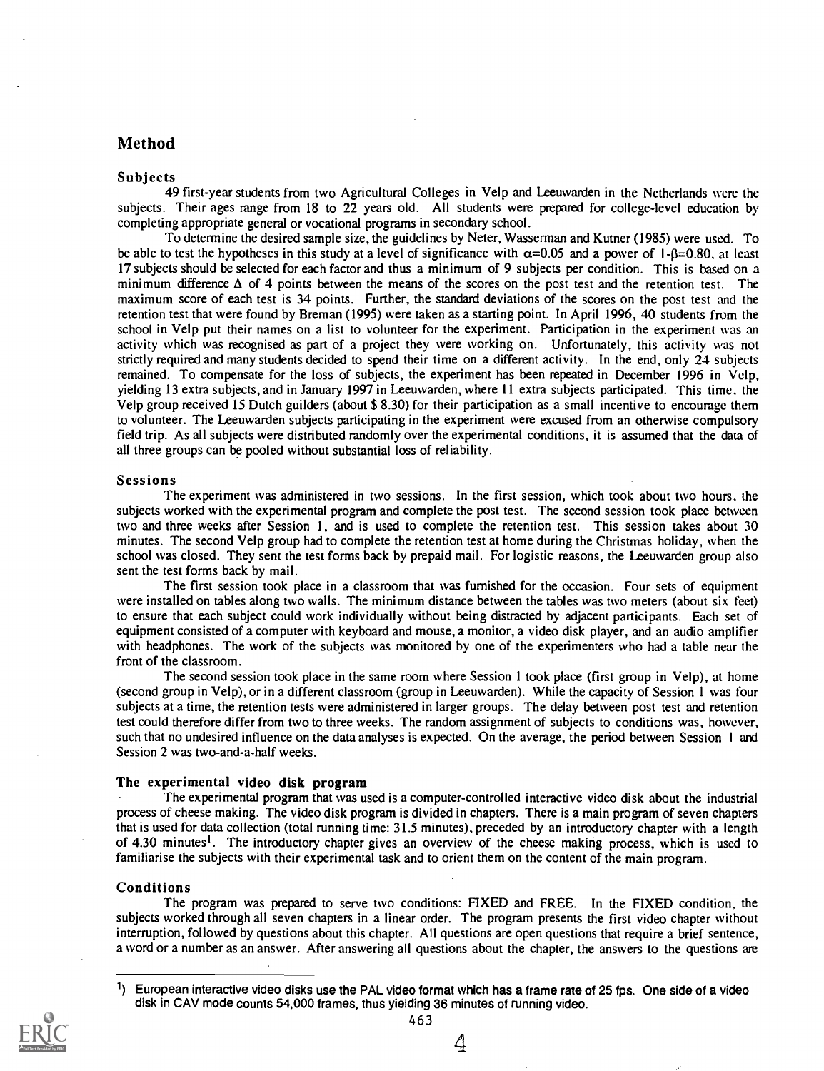## Method

### Subjects

49 first-year students from two Agricultural Colleges in Velp and Leeuwarden in the Netherlands were the subjects. Their ages range from 18 to 22 years old. All students were prepared for college-level education by completing appropriate general or vocational programs in secondary school.

To determine the desired sample size, the guidelines by Neter, Wasserman and Kutner (1985) were used. To be able to test the hypotheses in this study at a level of significance with $\alpha$=0.05 and a power of 1-$\beta$=0.80, at least 17 subjects should be selected for each factor and thus a minimum of 9 subjects per condition. This is based on a minimum difference $\Delta$ of 4 points between the means of the scores on the post test and the retention test. The maximum score of each test is 34 points. Further, the standard deviations of the scores on the post test and the retention test that were found by Breman (1995) were taken as a starting point. In April 1996, 40 students from the school in Velp put their names on a list to volunteer for the experiment. Participation in the experiment was an activity which was recognised as part of a project they were working on. Unfortunately, this activity was not strictly required and many students decided to spend their time on a different activity. In the end, only 24 subjects remained. To compensate for the loss of subjects, the experiment has been repeated in December 1996 in Velp, yielding 13 extra subjects, and in January 1997 in Leeuwarden, where 11 extra subjects participated. This time, the Velp group received 15 Dutch guilders (about $ 8.30) for their participation as a small incentive to encourage them to volunteer. The Leeuwarden subjects participating in the experiment were excused from an otherwise compulsory field trip. As all subjects were distributed randomly over the experimental conditions, it is assumed that the data of all three groups can be pooled without substantial loss of reliability.

### Sessions

The experiment was administered in two sessions. In the first session, which took about two hours, the subjects worked with the experimental program and complete the post test. The second session took place between two and three weeks after Session 1, and is used to complete the retention test. This session takes about 30 minutes. The second Velp group had to complete the retention test at home during the Christmas holiday, when the school was closed. They sent the test forms back by prepaid mail. For logistic reasons, the Leeuwarden group also sent the test forms back by mail.

The first session took place in a classroom that was furnished for the occasion. Four sets of equipment were installed on tables along two walls. The minimum distance between the tables was two meters (about six feet) to ensure that each subject could work individually without being distracted by adjacent participants. Each set of equipment consisted of a computer with keyboard and mouse, a monitor, a video disk player, and an audio amplifier with headphones. The work of the subjects was monitored by one of the experimenters who had a table near the front of the classroom.

The second session took place in the same room where Session 1 took place (first group in Velp), at home (second group in Velp), or in a different classroom (group in Leeuwarden). While the capacity of Session 1 was four subjects at a time, the retention tests were administered in larger groups. The delay between post test and retention test could therefore differ from two to three weeks. The random assignment of subjects to conditions was, however, such that no undesired influence on the data analyses is expected. On the average, the period between Session 1 and Session 2 was two-and-a-half weeks.

### The experimental video disk program

The experimental program that was used is a computer-controlled interactive video disk about the industrial process of cheese making. The video disk program is divided in chapters. There is a main program of seven chapters that is used for data collection (total running time: 31.5 minutes), preceded by an introductory chapter with a length of 4.30 minutes[1]. The introductory chapter gives an overview of the cheese making process, which is used to familiarise the subjects with their experimental task and to orient them on the content of the main program.

### Conditions

The program was prepared to serve two conditions: FIXED and FREE. In the FIXED condition, the subjects worked through all seven chapters in a linear order. The program presents the first video chapter without interruption, followed by questions about this chapter. All questions are open questions that require a brief sentence, a word or a number as an answer. After answering all questions about the chapter, the answers to the questions are

---

[1]) European interactive video disks use the PAL video format which has a frame rate of 25 fps. One side of a video disk in CAV mode counts 54,000 frames, thus yielding 36 minutes of running video.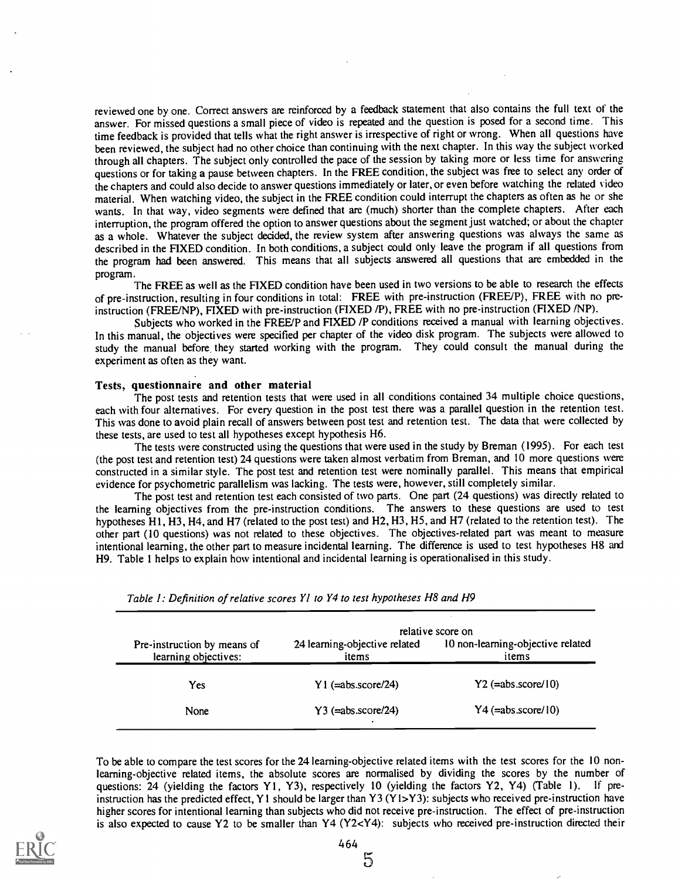reviewed one by one. Correct answers are reinforced by a feedback statement that also contains the full text of the answer. For missed questions a small piece of video is repeated and the question is posed for a second time. This time feedback is provided that tells what the right answer is irrespective of right or wrong. When all questions have been reviewed, the subject had no other choice than continuing with the next chapter. In this way the subject worked through all chapters. The subject only controlled the pace of the session by taking more or less time for answering questions or for taking a pause between chapters. In the FREE condition, the subject was free to select any order of the chapters and could also decide to answer questions immediately or later, or even before watching the related video material. When watching video, the subject in the FREE condition could interrupt the chapters as often as he or she wants. In that way, video segments were defined that are (much) shorter than the complete chapters. After each interruption, the program offered the option to answer questions about the segment just watched; or about the chapter as a whole. Whatever the subject decided, the review system after answering questions was always the same as described in the FIXED condition. In both conditions, a subject could only leave the program if all questions from the program had been answered. This means that all subjects answered all questions that are embedded in the program.

The FREE as well as the FIXED condition have been used in two versions to be able to research the effects of pre-instruction, resulting in four conditions in total: FREE with pre-instruction (FREE/P), FREE with no pre-instruction (FREE/NP), FIXED with pre-instruction (FIXED /P), FREE with no pre-instruction (FIXED /NP).

Subjects who worked in the FREE/P and FIXED /P conditions received a manual with learning objectives. In this manual, the objectives were specified per chapter of the video disk program. The subjects were allowed to study the manual before they started working with the program. They could consult the manual during the experiment as often as they want.

### Tests, questionnaire and other material

The post tests and retention tests that were used in all conditions contained 34 multiple choice questions, each with four alternatives. For every question in the post test there was a parallel question in the retention test. This was done to avoid plain recall of answers between post test and retention test. The data that were collected by these tests, are used to test all hypotheses except hypothesis H6.

The tests were constructed using the questions that were used in the study by Breman (1995). For each test (the post test and retention test) 24 questions were taken almost verbatim from Breman, and 10 more questions were constructed in a similar style. The post test and retention test were nominally parallel. This means that empirical evidence for psychometric parallelism was lacking. The tests were, however, still completely similar.

The post test and retention test each consisted of two parts. One part (24 questions) was directly related to the learning objectives from the pre-instruction conditions. The answers to these questions are used to test hypotheses H1, H3, H4, and H7 (related to the post test) and H2, H3, H5, and H7 (related to the retention test). The other part (10 questions) was not related to these objectives. The objectives-related part was meant to measure intentional learning, the other part to measure incidental learning. The difference is used to test hypotheses H8 and H9. Table 1 helps to explain how intentional and incidental learning is operationalised in this study.

*Table 1: Definition of relative scores Y1 to Y4 to test hypotheses H8 and H9*

| Pre-instruction by means of learning objectives: | relative score on 24 learning-objective related items | relative score on 10 non-learning-objective related items |
|---|---|---|
| Yes | Y1 (=abs.score/24) | Y2 (=abs.score/10) |
| None | Y3 (=abs.score/24) | Y4 (=abs.score/10) |

To be able to compare the test scores for the 24 learning-objective related items with the test scores for the 10 non-learning-objective related items, the absolute scores are normalised by dividing the scores by the number of questions: 24 (yielding the factors Y1, Y3), respectively 10 (yielding the factors Y2, Y4) (Table 1). If pre-instruction has the predicted effect, Y1 should be larger than Y3 ($Y1>Y3$): subjects who received pre-instruction have higher scores for intentional learning than subjects who did not receive pre-instruction. The effect of pre-instruction is also expected to cause Y2 to be smaller than Y4 ($Y2<Y4$): subjects who received pre-instruction directed their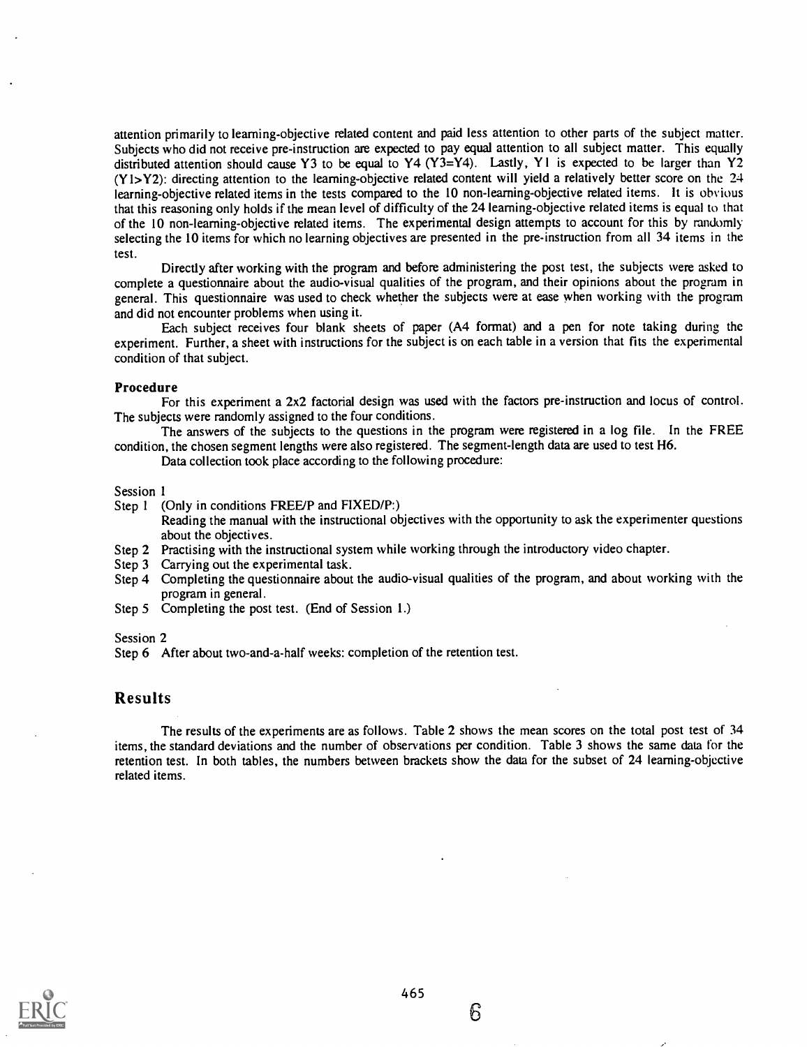attention primarily to learning-objective related content and paid less attention to other parts of the subject matter. Subjects who did not receive pre-instruction are expected to pay equal attention to all subject matter. This equally distributed attention should cause Y3 to be equal to Y4 (Y3=Y4). Lastly, Y1 is expected to be larger than Y2 (Y1>Y2): directing attention to the learning-objective related content will yield a relatively better score on the 24 learning-objective related items in the tests compared to the 10 non-learning-objective related items. It is obvious that this reasoning only holds if the mean level of difficulty of the 24 learning-objective related items is equal to that of the 10 non-learning-objective related items. The experimental design attempts to account for this by randomly selecting the 10 items for which no learning objectives are presented in the pre-instruction from all 34 items in the test.

Directly after working with the program and before administering the post test, the subjects were asked to complete a questionnaire about the audio-visual qualities of the program, and their opinions about the program in general. This questionnaire was used to check whether the subjects were at ease when working with the program and did not encounter problems when using it.

Each subject receives four blank sheets of paper (A4 format) and a pen for note taking during the experiment. Further, a sheet with instructions for the subject is on each table in a version that fits the experimental condition of that subject.

**Procedure**

For this experiment a 2x2 factorial design was used with the factors pre-instruction and locus of control. The subjects were randomly assigned to the four conditions.

The answers of the subjects to the questions in the program were registered in a log file. In the FREE condition, the chosen segment lengths were also registered. The segment-length data are used to test H6.

Data collection took place according to the following procedure:

Session 1

- Step 1 (Only in conditions FREE/P and FIXED/P:)
  Reading the manual with the instructional objectives with the opportunity to ask the experimenter questions about the objectives.
- Step 2 Practising with the instructional system while working through the introductory video chapter.
- Step 3 Carrying out the experimental task.
- Step 4 Completing the questionnaire about the audio-visual qualities of the program, and about working with the program in general.
- Step 5 Completing the post test. (End of Session 1.)

Session 2

- Step 6 After about two-and-a-half weeks: completion of the retention test.

## Results

The results of the experiments are as follows. Table 2 shows the mean scores on the total post test of 34 items, the standard deviations and the number of observations per condition. Table 3 shows the same data for the retention test. In both tables, the numbers between brackets show the data for the subset of 24 learning-objective related items.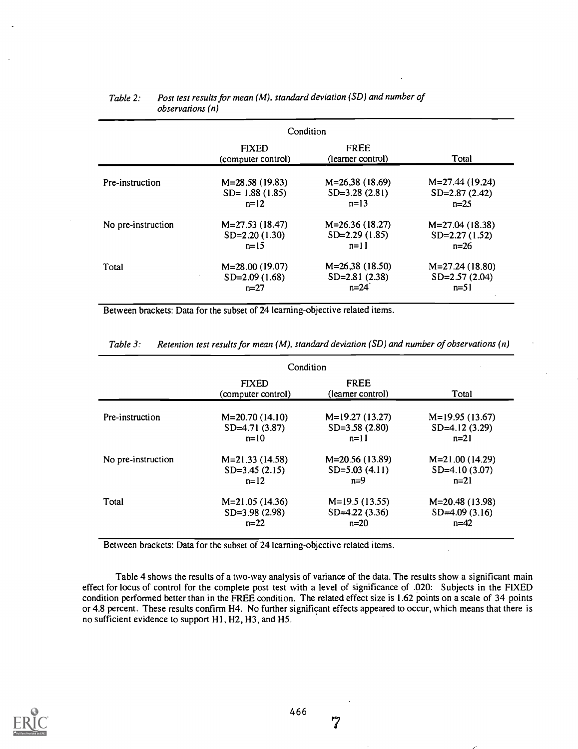*Table 2: Post test results for mean (M), standard deviation (SD) and number of observations (n)*

| | Condition | | |
|---|---|---|---|
| | FIXED (computer control) | FREE (learner control) | Total |
| Pre-instruction | M=28.58 (19.83)<br>SD= 1.88 (1.85)<br>n=12 | M=26,38 (18.69)<br>SD=3.28 (2.81)<br>n=13 | M=27.44 (19.24)<br>SD=2.87 (2.42)<br>n=25 |
| No pre-instruction | M=27.53 (18.47)<br>SD=2.20 (1.30)<br>n=15 | M=26.36 (18.27)<br>SD=2.29 (1.85)<br>n=11 | M=27.04 (18.38)<br>SD=2.27 (1.52)<br>n=26 |
| Total | M=28.00 (19.07)<br>SD=2.09 (1.68)<br>n=27 | M=26,38 (18.50)<br>SD=2.81 (2.38)<br>n=24 | M=27.24 (18.80)<br>SD=2.57 (2.04)<br>n=51 |

Between brackets: Data for the subset of 24 learning-objective related items.

*Table 3: Retention test results for mean (M), standard deviation (SD) and number of observations (n)*

| | Condition | | |
|---|---|---|---|
| | FIXED (computer control) | FREE (learner control) | Total |
| Pre-instruction | M=20.70 (14.10)<br>SD=4.71 (3.87)<br>n=10 | M=19.27 (13.27)<br>SD=3.58 (2.80)<br>n=11 | M=19.95 (13.67)<br>SD=4.12 (3.29)<br>n=21 |
| No pre-instruction | M=21.33 (14.58)<br>SD=3.45 (2.15)<br>n=12 | M=20.56 (13.89)<br>SD=5.03 (4.11)<br>n=9 | M=21.00 (14.29)<br>SD=4.10 (3.07)<br>n=21 |
| Total | M=21.05 (14.36)<br>SD=3.98 (2.98)<br>n=22 | M=19.5 (13.55)<br>SD=4.22 (3.36)<br>n=20 | M=20.48 (13.98)<br>SD=4.09 (3.16)<br>n=42 |

Between brackets: Data for the subset of 24 learning-objective related items.

Table 4 shows the results of a two-way analysis of variance of the data. The results show a significant main effect for locus of control for the complete post test with a level of significance of .020: Subjects in the FIXED condition performed better than in the FREE condition. The related effect size is 1.62 points on a scale of 34 points or 4.8 percent. These results confirm H4. No further significant effects appeared to occur, which means that there is no sufficient evidence to support H1, H2, H3, and H5.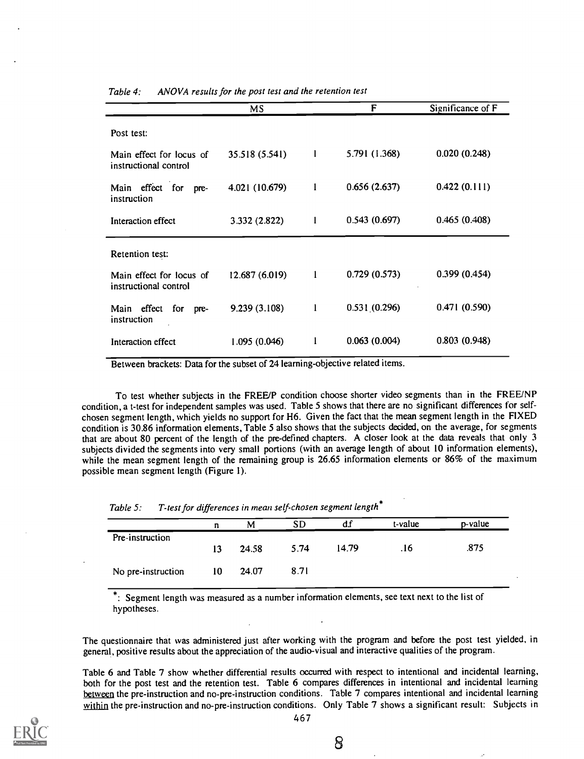*Table 4: ANOVA results for the post test and the retention test*

| | MS | | F | Significance of F |
|---|---|---|---|---|
| Post test: | | | | |
| Main effect for locus of instructional control | 35.518 (5.541) | 1 | 5.791 (1.368) | 0.020 (0.248) |
| Main effect for pre-instruction | 4.021 (10.679) | 1 | 0.656 (2.637) | 0.422 (0.111) |
| Interaction effect | 3.332 (2.822) | 1 | 0.543 (0.697) | 0.465 (0.408) |
| Retention test: | | | | |
| Main effect for locus of instructional control | 12.687 (6.019) | 1 | 0.729 (0.573) | 0.399 (0.454) |
| Main effect for pre-instruction | 9.239 (3.108) | 1 | 0.531 (0.296) | 0.471 (0.590) |
| Interaction effect | 1.095 (0.046) | 1 | 0.063 (0.004) | 0.803 (0.948) |

Between brackets: Data for the subset of 24 learning-objective related items.

To test whether subjects in the FREE/P condition choose shorter video segments than in the FREE/NP condition, a t-test for independent samples was used. Table 5 shows that there are no significant differences for self-chosen segment length, which yields no support for H6. Given the fact that the mean segment length in the FIXED condition is 30.86 information elements, Table 5 also shows that the subjects decided, on the average, for segments that are about 80 percent of the length of the pre-defined chapters. A closer look at the data reveals that only 3 subjects divided the segments into very small portions (with an average length of about 10 information elements), while the mean segment length of the remaining group is 26.65 information elements or 86% of the maximum possible mean segment length (Figure 1).

*Table 5: T-test for differences in mean self-chosen segment length\**

| | n | M | SD | d.f | t-value | p-value |
|---|---|---|---|---|---|---|
| Pre-instruction | 13 | 24.58 | 5.74 | 14.79 | .16 | .875 |
| No pre-instruction | 10 | 24.07 | 8.71 | | | |

\*: Segment length was measured as a number information elements, see text next to the list of hypotheses.

The questionnaire that was administered just after working with the program and before the post test yielded, in general, positive results about the appreciation of the audio-visual and interactive qualities of the program.

Table 6 and Table 7 show whether differential results occurred with respect to intentional and incidental learning, both for the post test and the retention test. Table 6 compares differences in intentional and incidental learning <u>between</u> the pre-instruction and no-pre-instruction conditions. Table 7 compares intentional and incidental learning <u>within</u> the pre-instruction and no-pre-instruction conditions. Only Table 7 shows a significant result: Subjects in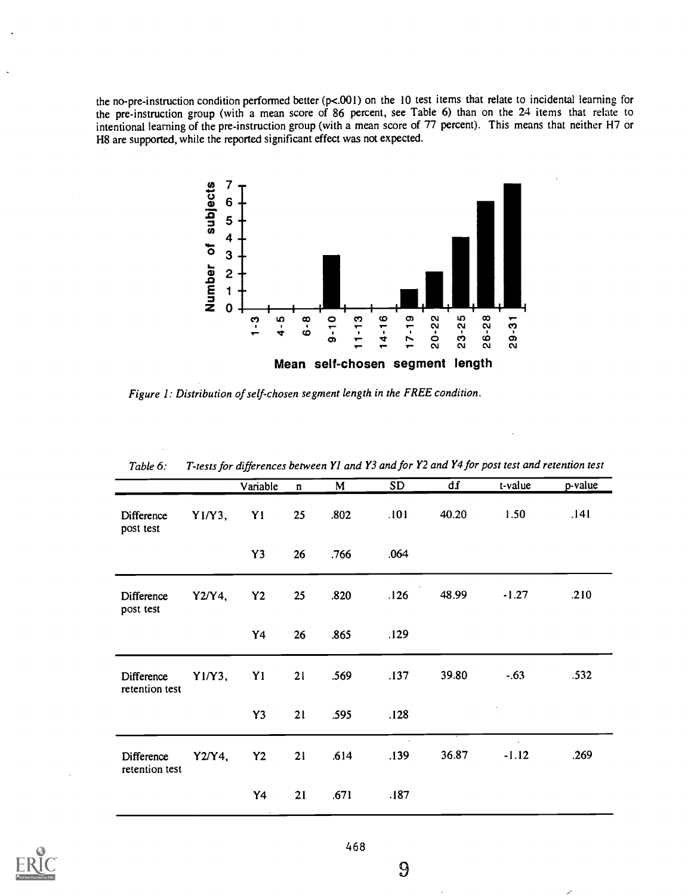the no-pre-instruction condition performed better ($p<.001$) on the 10 test items that relate to incidental learning for the pre-instruction group (with a mean score of 86 percent, see Table 6) than on the 24 items that relate to intentional learning of the pre-instruction group (with a mean score of 77 percent). This means that neither H7 or H8 are supported, while the reported significant effect was not expected.

*Figure 1: Distribution of self-chosen segment length in the FREE condition.*

*Table 6: T-tests for differences between Y1 and Y3 and for Y2 and Y4 for post test and retention test*

| | | Variable | n | M | SD | d.f | t-value | p-value |
|---|---|---|---|---|---|---|---|---|
| Difference post test | Y1/Y3, | Y1 | 25 | .802 | .101 | 40.20 | 1.50 | .141 |
| | | Y3 | 26 | .766 | .064 | | | |
| Difference post test | Y2/Y4, | Y2 | 25 | .820 | .126 | 48.99 | -1.27 | .210 |
| | | Y4 | 26 | .865 | .129 | | | |
| Difference retention test | Y1/Y3, | Y1 | 21 | .569 | .137 | 39.80 | -.63 | .532 |
| | | Y3 | 21 | .595 | .128 | | | |
| Difference retention test | Y2/Y4, | Y2 | 21 | .614 | .139 | 36.87 | -1.12 | .269 |
| | | Y4 | 21 | .671 | .187 | | | |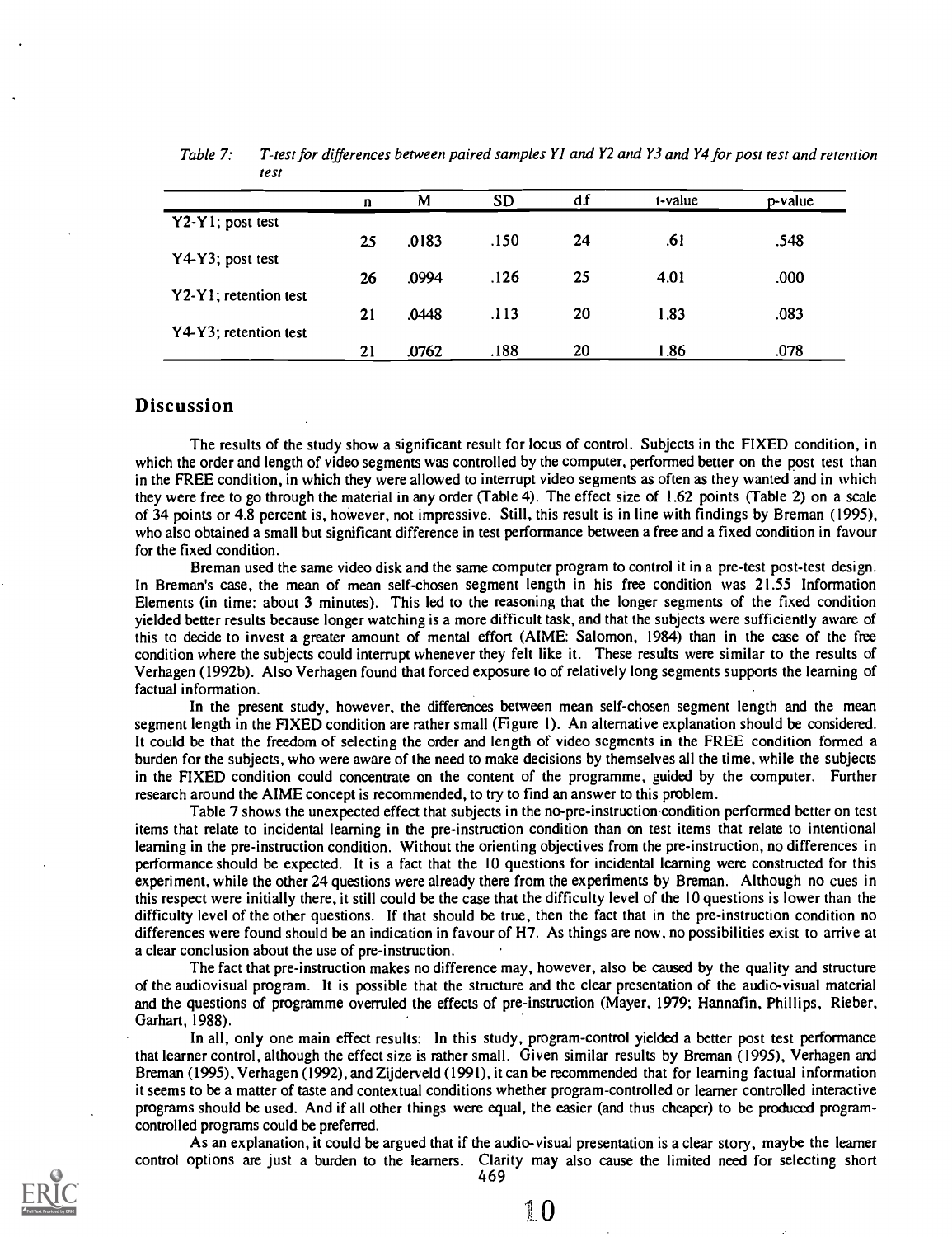*Table 7: T-test for differences between paired samples Y1 and Y2 and Y3 and Y4 for post test and retention test*

| | n | M | SD | df | t-value | p-value |
|---|---|---|---|---|---|---|
| Y2-Y1; post test | 25 | .0183 | .150 | 24 | .61 | .548 |
| Y4-Y3; post test | 26 | .0994 | .126 | 25 | 4.01 | .000 |
| Y2-Y1; retention test | 21 | .0448 | .113 | 20 | 1.83 | .083 |
| Y4-Y3; retention test | 21 | .0762 | .188 | 20 | 1.86 | .078 |

## Discussion

The results of the study show a significant result for locus of control. Subjects in the FIXED condition, in which the order and length of video segments was controlled by the computer, performed better on the post test than in the FREE condition, in which they were allowed to interrupt video segments as often as they wanted and in which they were free to go through the material in any order (Table 4). The effect size of 1.62 points (Table 2) on a scale of 34 points or 4.8 percent is, however, not impressive. Still, this result is in line with findings by Breman (1995), who also obtained a small but significant difference in test performance between a free and a fixed condition in favour for the fixed condition.

Breman used the same video disk and the same computer program to control it in a pre-test post-test design. In Breman's case, the mean of mean self-chosen segment length in his free condition was 21.55 Information Elements (in time: about 3 minutes). This led to the reasoning that the longer segments of the fixed condition yielded better results because longer watching is a more difficult task, and that the subjects were sufficiently aware of this to decide to invest a greater amount of mental effort (AIME: Salomon, 1984) than in the case of the free condition where the subjects could interrupt whenever they felt like it. These results were similar to the results of Verhagen (1992b). Also Verhagen found that forced exposure to of relatively long segments supports the learning of factual information.

In the present study, however, the differences between mean self-chosen segment length and the mean segment length in the FIXED condition are rather small (Figure 1). An alternative explanation should be considered. It could be that the freedom of selecting the order and length of video segments in the FREE condition formed a burden for the subjects, who were aware of the need to make decisions by themselves all the time, while the subjects in the FIXED condition could concentrate on the content of the programme, guided by the computer. Further research around the AIME concept is recommended, to try to find an answer to this problem.

Table 7 shows the unexpected effect that subjects in the no-pre-instruction condition performed better on test items that relate to incidental learning in the pre-instruction condition than on test items that relate to intentional learning in the pre-instruction condition. Without the orienting objectives from the pre-instruction, no differences in performance should be expected. It is a fact that the 10 questions for incidental learning were constructed for this experiment, while the other 24 questions were already there from the experiments by Breman. Although no cues in this respect were initially there, it still could be the case that the difficulty level of the 10 questions is lower than the difficulty level of the other questions. If that should be true, then the fact that in the pre-instruction condition no differences were found should be an indication in favour of H7. As things are now, no possibilities exist to arrive at a clear conclusion about the use of pre-instruction.

The fact that pre-instruction makes no difference may, however, also be caused by the quality and structure of the audiovisual program. It is possible that the structure and the clear presentation of the audio-visual material and the questions of programme overruled the effects of pre-instruction (Mayer, 1979; Hannafin, Phillips, Rieber, Garhart, 1988).

In all, only one main effect results: In this study, program-control yielded a better post test performance that learner control, although the effect size is rather small. Given similar results by Breman (1995), Verhagen and Breman (1995), Verhagen (1992), and Zijderveld (1991), it can be recommended that for learning factual information it seems to be a matter of taste and contextual conditions whether program-controlled or learner controlled interactive programs should be used. And if all other things were equal, the easier (and thus cheaper) to be produced program-controlled programs could be preferred.

As an explanation, it could be argued that if the audio-visual presentation is a clear story, maybe the learner control options are just a burden to the learners. Clarity may also cause the limited need for selecting short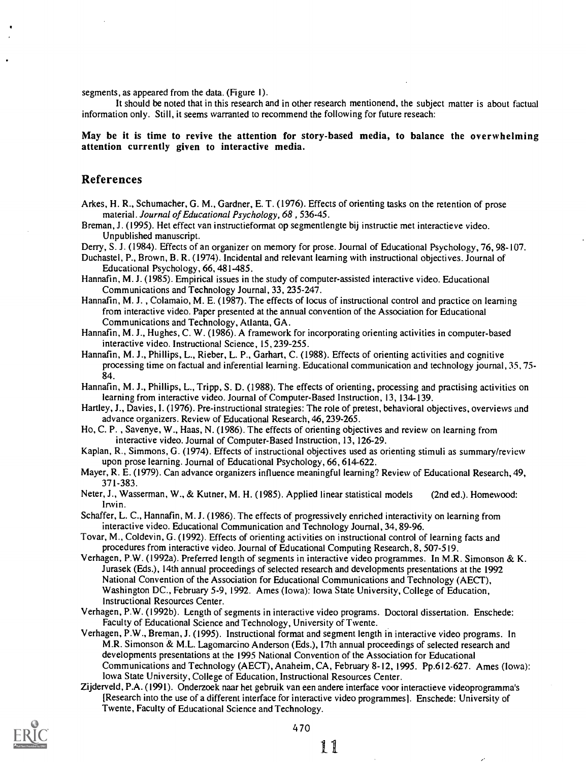segments, as appeared from the data. (Figure 1).

It should be noted that in this research and in other research mentionend, the subject matter is about factual information only. Still, it seems warranted to recommend the following for future reseach:

**May be it is time to revive the attention for story-based media, to balance the overwhelming attention currently given to interactive media.**

## References

Arkes, H. R., Schumacher, G. M., Gardner, E. T. (1976). Effects of orienting tasks on the retention of prose material. *Journal of Educational Psychology, 68* , 536-45.

Breman, J. (1995). Het effect van instructieformat op segmentlengte bij instructie met interactieve video. Unpublished manuscript.

Derry, S. J. (1984). Effects of an organizer on memory for prose. Journal of Educational Psychology, 76, 98-107.

Duchastel, P., Brown, B. R. (1974). Incidental and relevant learning with instructional objectives. Journal of Educational Psychology, 66, 481-485.

Hannafin, M. J. (1985). Empirical issues in the study of computer-assisted interactive video. Educational Communications and Technology Journal, 33, 235-247.

Hannafin, M. J. , Colamaio, M. E. (1987). The effects of locus of instructional control and practice on learning from interactive video. Paper presented at the annual convention of the Association for Educational Communications and Technology, Atlanta, GA.

Hannafin, M. J., Hughes, C. W. (1986). A framework for incorporating orienting activities in computer-based interactive video. Instructional Science, 15, 239-255.

Hannafin, M. J., Phillips, L., Rieber, L. P., Garhart, C. (1988). Effects of orienting activities and cognitive processing time on factual and inferential learning. Educational communication and technology journal, 35, 75-84.

Hannafin, M. J., Phillips, L., Tripp, S. D. (1988). The effects of orienting, processing and practising activities on learning from interactive video. Journal of Computer-Based Instruction, 13, 134-139.

Hartley, J., Davies, I. (1976). Pre-instructional strategies: The role of pretest, behavioral objectives, overviews and advance organizers. Review of Educational Research, 46, 239-265.

Ho, C. P. , Savenye, W., Haas, N. (1986). The effects of orienting objectives and review on learning from interactive video. Journal of Computer-Based Instruction, 13, 126-29.

Kaplan, R., Simmons, G. (1974). Effects of instructional objectives used as orienting stimuli as summary/review upon prose learning. Journal of Educational Psychology, 66, 614-622.

Mayer, R. E. (1979). Can advance organizers influence meaningful learning? Review of Educational Research, 49, 371-383.

Neter, J., Wasserman, W., & Kutner, M. H. (1985). Applied linear statistical models (2nd ed.). Homewood: Irwin.

Schaffer, L. C., Hannafin, M. J. (1986). The effects of progressively enriched interactivity on learning from interactive video. Educational Communication and Technology Journal, 34, 89-96.

Tovar, M., Coldevin, G. (1992). Effects of orienting activities on instructional control of learning facts and procedures from interactive video. Journal of Educational Computing Research, 8, 507-519.

Verhagen, P.W. (1992a). Preferred length of segments in interactive video programmes. In M.R. Simonson & K. Jurasek (Eds.), 14th annual proceedings of selected research and developments presentations at the 1992 National Convention of the Association for Educational Communications and Technology (AECT), Washington DC., February 5-9, 1992. Ames (Iowa): Iowa State University, College of Education, Instructional Resources Center.

Verhagen, P.W. (1992b). Length of segments in interactive video programs. Doctoral dissertation. Enschede: Faculty of Educational Science and Technology, University of Twente.

Verhagen, P.W., Breman, J. (1995). Instructional format and segment length in interactive video programs. In M.R. Simonson & M.L. Lagomarcino Anderson (Eds.), 17th annual proceedings of selected research and developments presentations at the 1995 National Convention of the Association for Educational Communications and Technology (AECT), Anaheim, CA, February 8-12, 1995. Pp.612-627. Ames (Iowa): Iowa State University, College of Education, Instructional Resources Center.

Zijderveld, P.A. (1991). Onderzoek naar het gebruik van een andere interface voor interactieve videoprogramma's [Research into the use of a different interface for interactive video programmes]. Enschede: University of Twente, Faculty of Educational Science and Technology.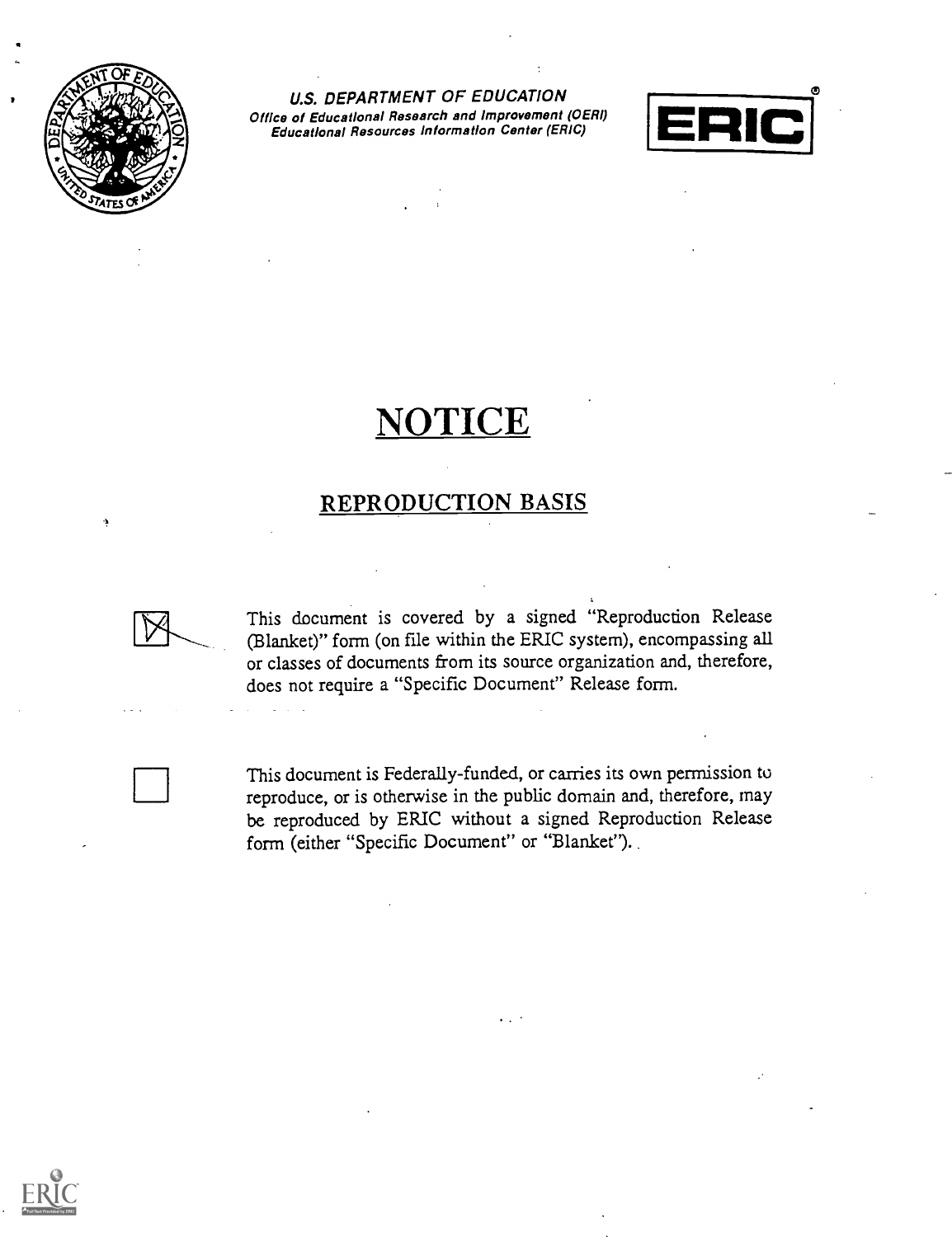U.S. DEPARTMENT OF EDUCATION
*Office of Educational Research and Improvement (OERI)*
*Educational Resources Information Center (ERIC)*

ERIC

# NOTICE

## REPRODUCTION BASIS

- [x] This document is covered by a signed "Reproduction Release (Blanket)" form (on file within the ERIC system), encompassing all or classes of documents from its source organization and, therefore, does not require a "Specific Document" Release form.

- [ ] This document is Federally-funded, or carries its own permission to reproduce, or is otherwise in the public domain and, therefore, may be reproduced by ERIC without a signed Reproduction Release form (either "Specific Document" or "Blanket").